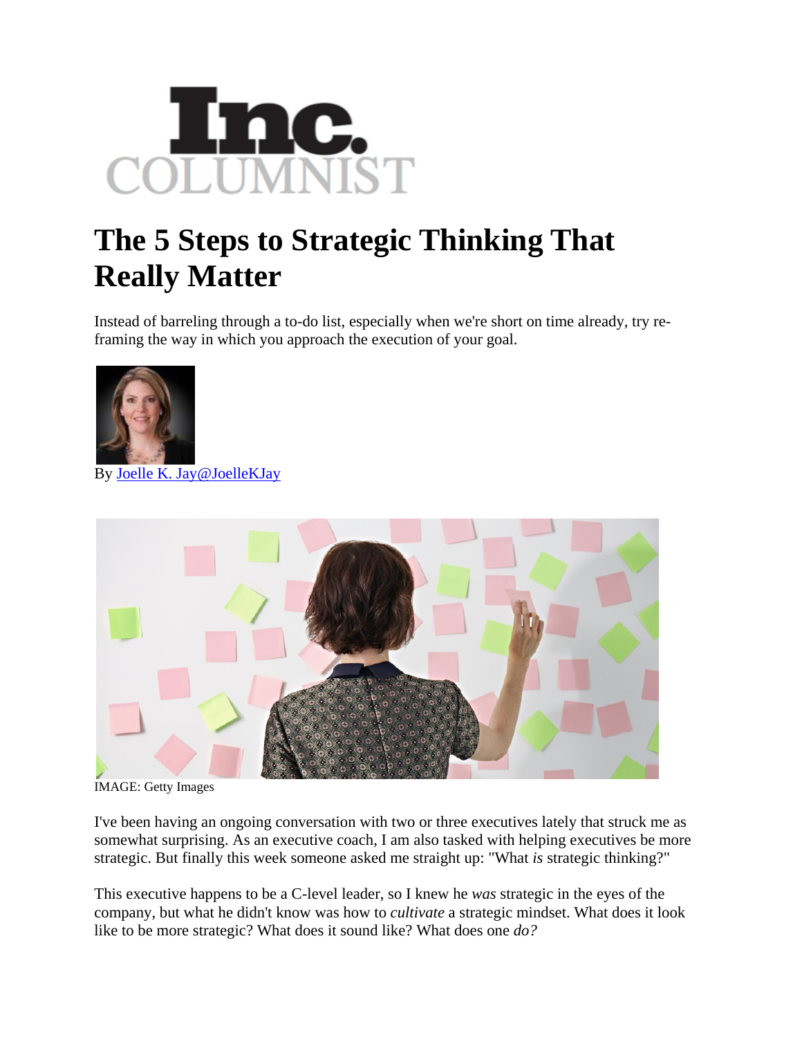Inc.
COLUMNIST

# The 5 Steps to Strategic Thinking That Really Matter

Instead of barreling through a to-do list, especially when we're short on time already, try re-framing the way in which you approach the execution of your goal.

By Joelle K. Jay@JoelleKJay

IMAGE: Getty Images

I've been having an ongoing conversation with two or three executives lately that struck me as somewhat surprising. As an executive coach, I am also tasked with helping executives be more strategic. But finally this week someone asked me straight up: "What *is* strategic thinking?"

This executive happens to be a C-level leader, so I knew he *was* strategic in the eyes of the company, but what he didn't know was how to *cultivate* a strategic mindset. What does it look like to be more strategic? What does it sound like? What does one *do?*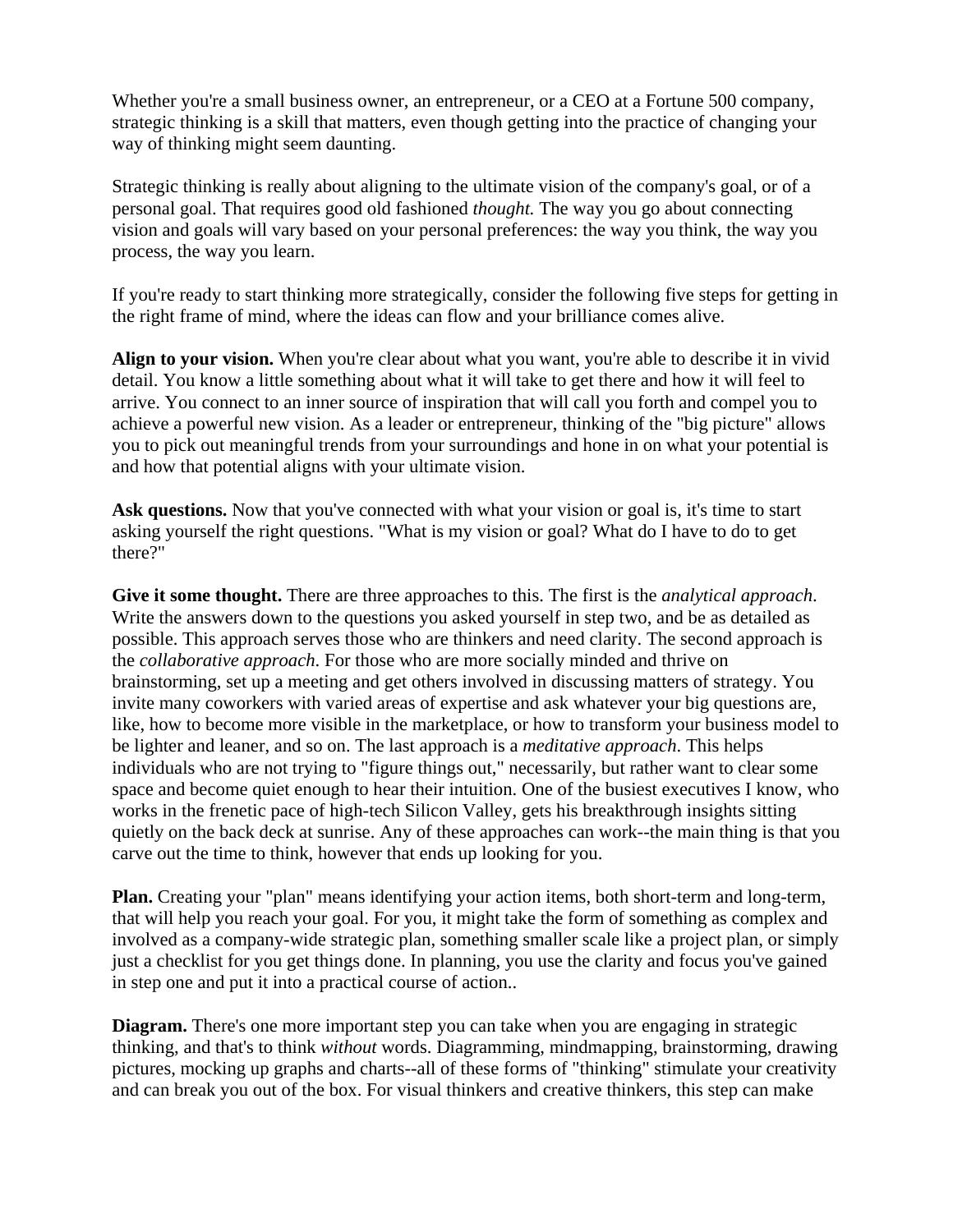Whether you're a small business owner, an entrepreneur, or a CEO at a Fortune 500 company, strategic thinking is a skill that matters, even though getting into the practice of changing your way of thinking might seem daunting.

Strategic thinking is really about aligning to the ultimate vision of the company's goal, or of a personal goal. That requires good old fashioned *thought.* The way you go about connecting vision and goals will vary based on your personal preferences: the way you think, the way you process, the way you learn.

If you're ready to start thinking more strategically, consider the following five steps for getting in the right frame of mind, where the ideas can flow and your brilliance comes alive.

**Align to your vision.** When you're clear about what you want, you're able to describe it in vivid detail. You know a little something about what it will take to get there and how it will feel to arrive. You connect to an inner source of inspiration that will call you forth and compel you to achieve a powerful new vision. As a leader or entrepreneur, thinking of the "big picture" allows you to pick out meaningful trends from your surroundings and hone in on what your potential is and how that potential aligns with your ultimate vision.

**Ask questions.** Now that you've connected with what your vision or goal is, it's time to start asking yourself the right questions. "What is my vision or goal? What do I have to do to get there?"

**Give it some thought.** There are three approaches to this. The first is the *analytical approach*. Write the answers down to the questions you asked yourself in step two, and be as detailed as possible. This approach serves those who are thinkers and need clarity. The second approach is the *collaborative approach*. For those who are more socially minded and thrive on brainstorming, set up a meeting and get others involved in discussing matters of strategy. You invite many coworkers with varied areas of expertise and ask whatever your big questions are, like, how to become more visible in the marketplace, or how to transform your business model to be lighter and leaner, and so on. The last approach is a *meditative approach*. This helps individuals who are not trying to "figure things out," necessarily, but rather want to clear some space and become quiet enough to hear their intuition. One of the busiest executives I know, who works in the frenetic pace of high-tech Silicon Valley, gets his breakthrough insights sitting quietly on the back deck at sunrise. Any of these approaches can work--the main thing is that you carve out the time to think, however that ends up looking for you.

**Plan.** Creating your "plan" means identifying your action items, both short-term and long-term, that will help you reach your goal. For you, it might take the form of something as complex and involved as a company-wide strategic plan, something smaller scale like a project plan, or simply just a checklist for you get things done. In planning, you use the clarity and focus you've gained in step one and put it into a practical course of action..

**Diagram.** There's one more important step you can take when you are engaging in strategic thinking, and that's to think *without* words. Diagramming, mindmapping, brainstorming, drawing pictures, mocking up graphs and charts--all of these forms of "thinking" stimulate your creativity and can break you out of the box. For visual thinkers and creative thinkers, this step can make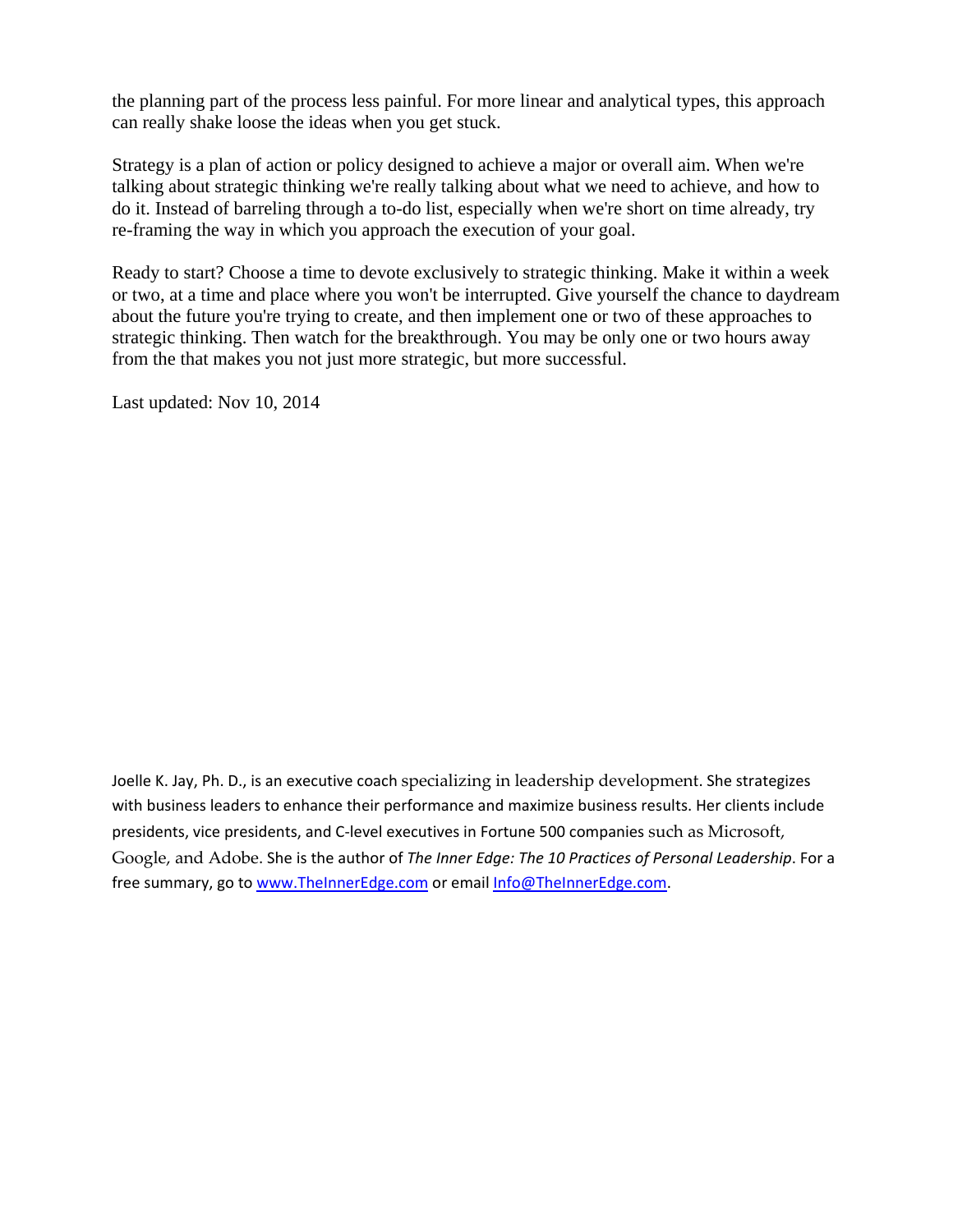the planning part of the process less painful. For more linear and analytical types, this approach can really shake loose the ideas when you get stuck.

Strategy is a plan of action or policy designed to achieve a major or overall aim. When we're talking about strategic thinking we're really talking about what we need to achieve, and how to do it. Instead of barreling through a to-do list, especially when we're short on time already, try re-framing the way in which you approach the execution of your goal.

Ready to start? Choose a time to devote exclusively to strategic thinking. Make it within a week or two, at a time and place where you won't be interrupted. Give yourself the chance to daydream about the future you're trying to create, and then implement one or two of these approaches to strategic thinking. Then watch for the breakthrough. You may be only one or two hours away from the that makes you not just more strategic, but more successful.

Last updated: Nov 10, 2014

Joelle K. Jay, Ph. D., is an executive coach specializing in leadership development. She strategizes with business leaders to enhance their performance and maximize business results. Her clients include presidents, vice presidents, and C-level executives in Fortune 500 companies such as Microsoft, Google, and Adobe. She is the author of *The Inner Edge: The 10 Practices of Personal Leadership*. For a free summary, go to [www.TheInnerEdge.com](http://www.TheInnerEdge.com) or email [Info@TheInnerEdge.com](mailto:Info@TheInnerEdge.com).